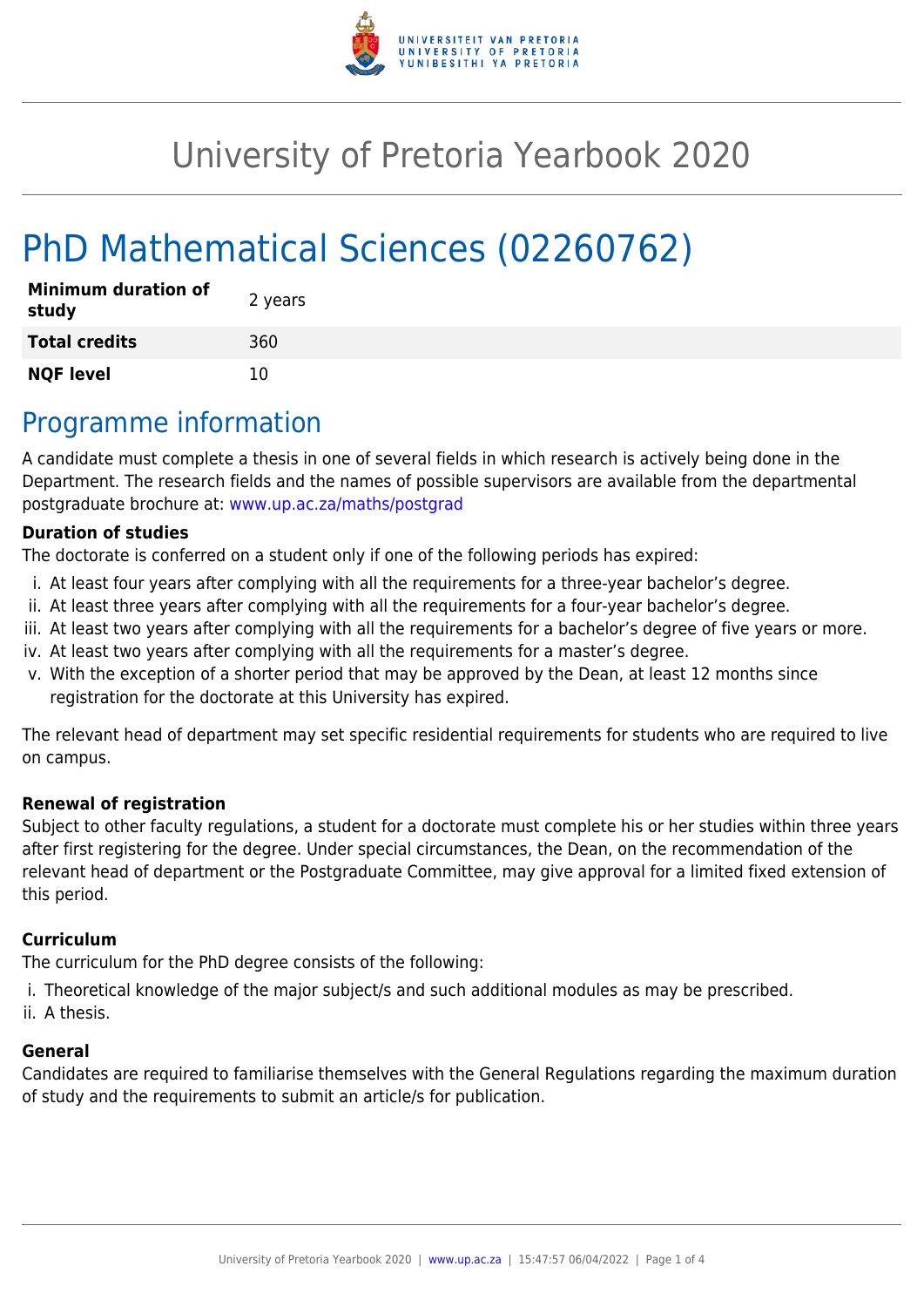# University of Pretoria Yearbook 2020

# PhD Mathematical Sciences (02260762)

| | |
|---|---|
| **Minimum duration of study** | 2 years |
| **Total credits** | 360 |
| **NQF level** | 10 |

## Programme information

A candidate must complete a thesis in one of several fields in which research is actively being done in the Department. The research fields and the names of possible supervisors are available from the departmental postgraduate brochure at: www.up.ac.za/maths/postgrad

**Duration of studies**

The doctorate is conferred on a student only if one of the following periods has expired:

i. At least four years after complying with all the requirements for a three-year bachelor's degree.
ii. At least three years after complying with all the requirements for a four-year bachelor's degree.
iii. At least two years after complying with all the requirements for a bachelor's degree of five years or more.
iv. At least two years after complying with all the requirements for a master's degree.
v. With the exception of a shorter period that may be approved by the Dean, at least 12 months since registration for the doctorate at this University has expired.

The relevant head of department may set specific residential requirements for students who are required to live on campus.

**Renewal of registration**

Subject to other faculty regulations, a student for a doctorate must complete his or her studies within three years after first registering for the degree. Under special circumstances, the Dean, on the recommendation of the relevant head of department or the Postgraduate Committee, may give approval for a limited fixed extension of this period.

**Curriculum**

The curriculum for the PhD degree consists of the following:

i. Theoretical knowledge of the major subject/s and such additional modules as may be prescribed.
ii. A thesis.

**General**

Candidates are required to familiarise themselves with the General Regulations regarding the maximum duration of study and the requirements to submit an article/s for publication.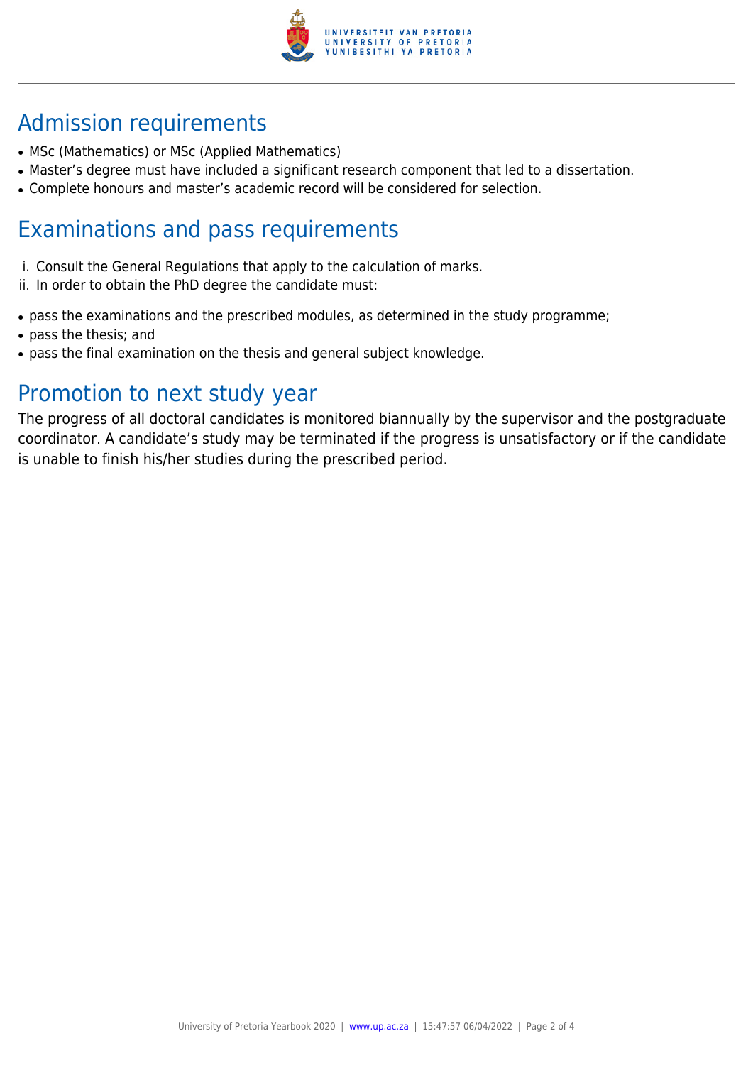## Admission requirements

- MSc (Mathematics) or MSc (Applied Mathematics)
- Master's degree must have included a significant research component that led to a dissertation.
- Complete honours and master's academic record will be considered for selection.

## Examinations and pass requirements

i. Consult the General Regulations that apply to the calculation of marks.
ii. In order to obtain the PhD degree the candidate must:

- pass the examinations and the prescribed modules, as determined in the study programme;
- pass the thesis; and
- pass the final examination on the thesis and general subject knowledge.

## Promotion to next study year

The progress of all doctoral candidates is monitored biannually by the supervisor and the postgraduate coordinator. A candidate's study may be terminated if the progress is unsatisfactory or if the candidate is unable to finish his/her studies during the prescribed period.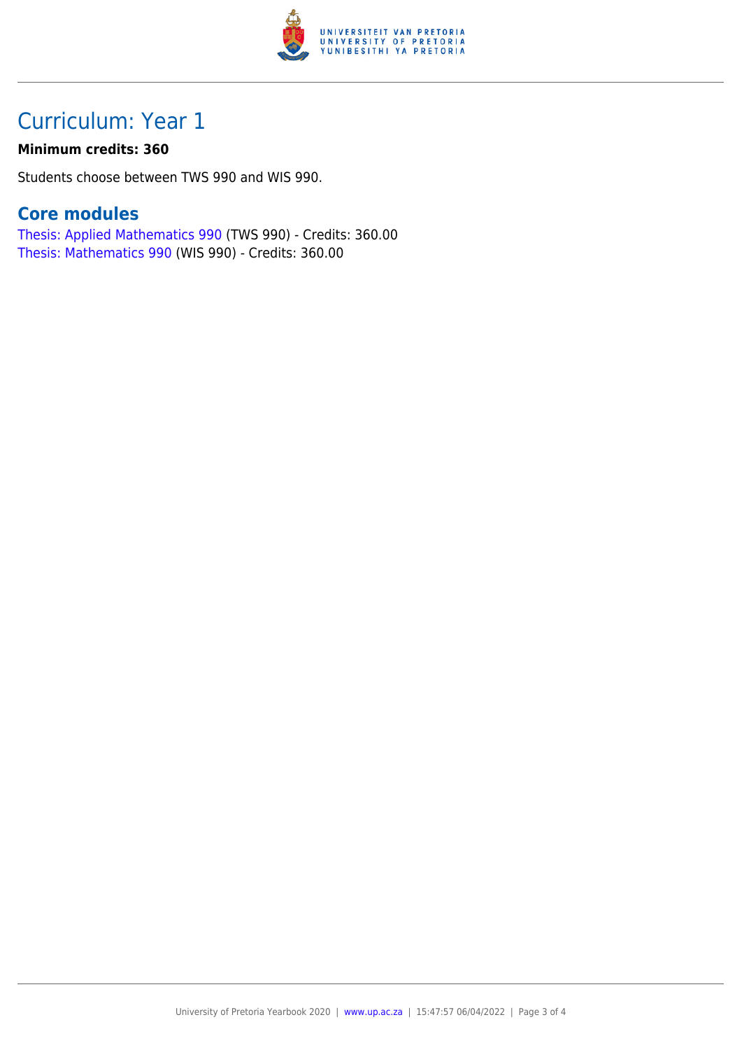# Curriculum: Year 1

**Minimum credits: 360**

Students choose between TWS 990 and WIS 990.

## Core modules

Thesis: Applied Mathematics 990 (TWS 990) - Credits: 360.00
Thesis: Mathematics 990 (WIS 990) - Credits: 360.00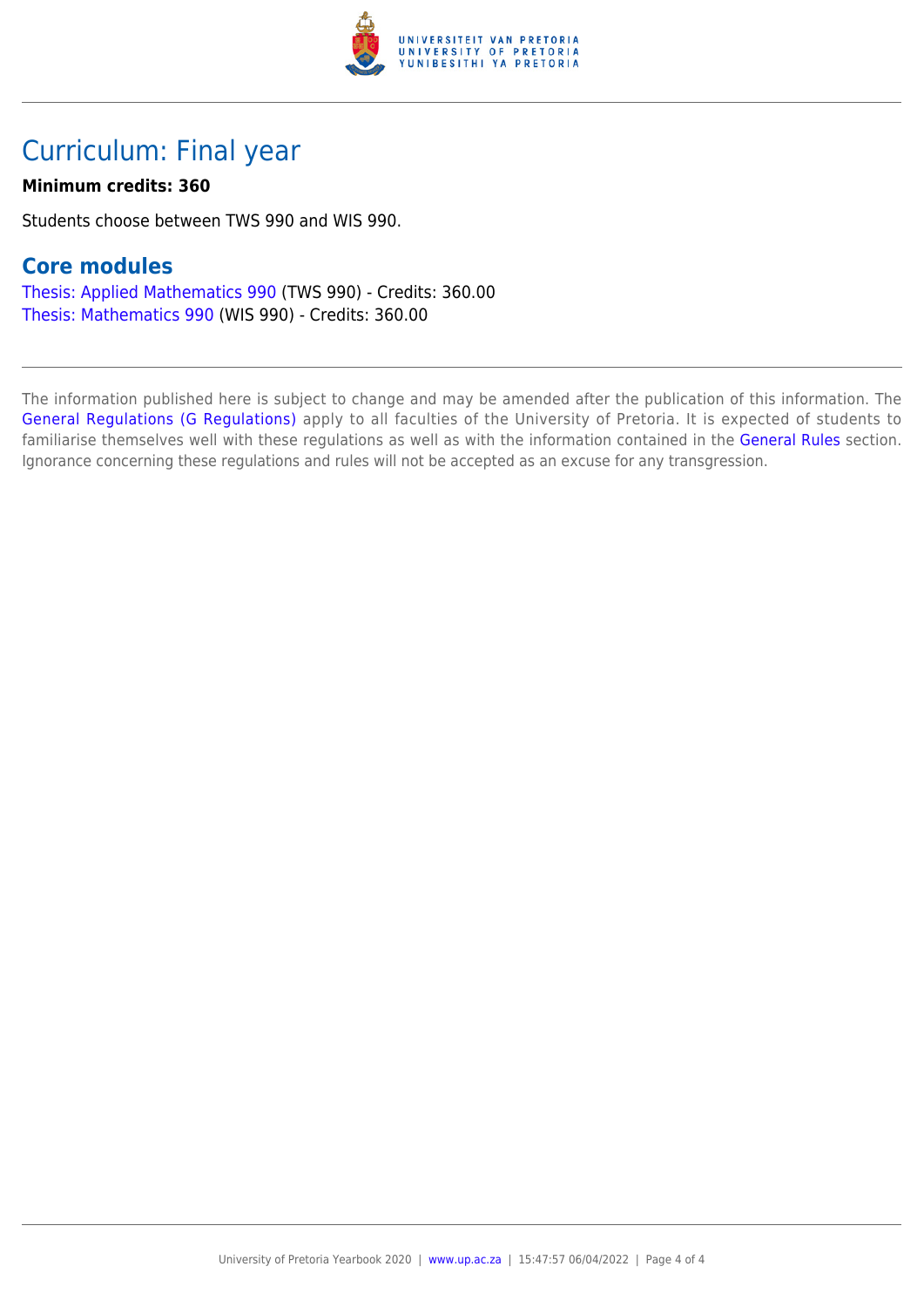# Curriculum: Final year

**Minimum credits: 360**

Students choose between TWS 990 and WIS 990.

## Core modules

Thesis: Applied Mathematics 990 (TWS 990) - Credits: 360.00
Thesis: Mathematics 990 (WIS 990) - Credits: 360.00

The information published here is subject to change and may be amended after the publication of this information. The General Regulations (G Regulations) apply to all faculties of the University of Pretoria. It is expected of students to familiarise themselves well with these regulations as well as with the information contained in the General Rules section. Ignorance concerning these regulations and rules will not be accepted as an excuse for any transgression.